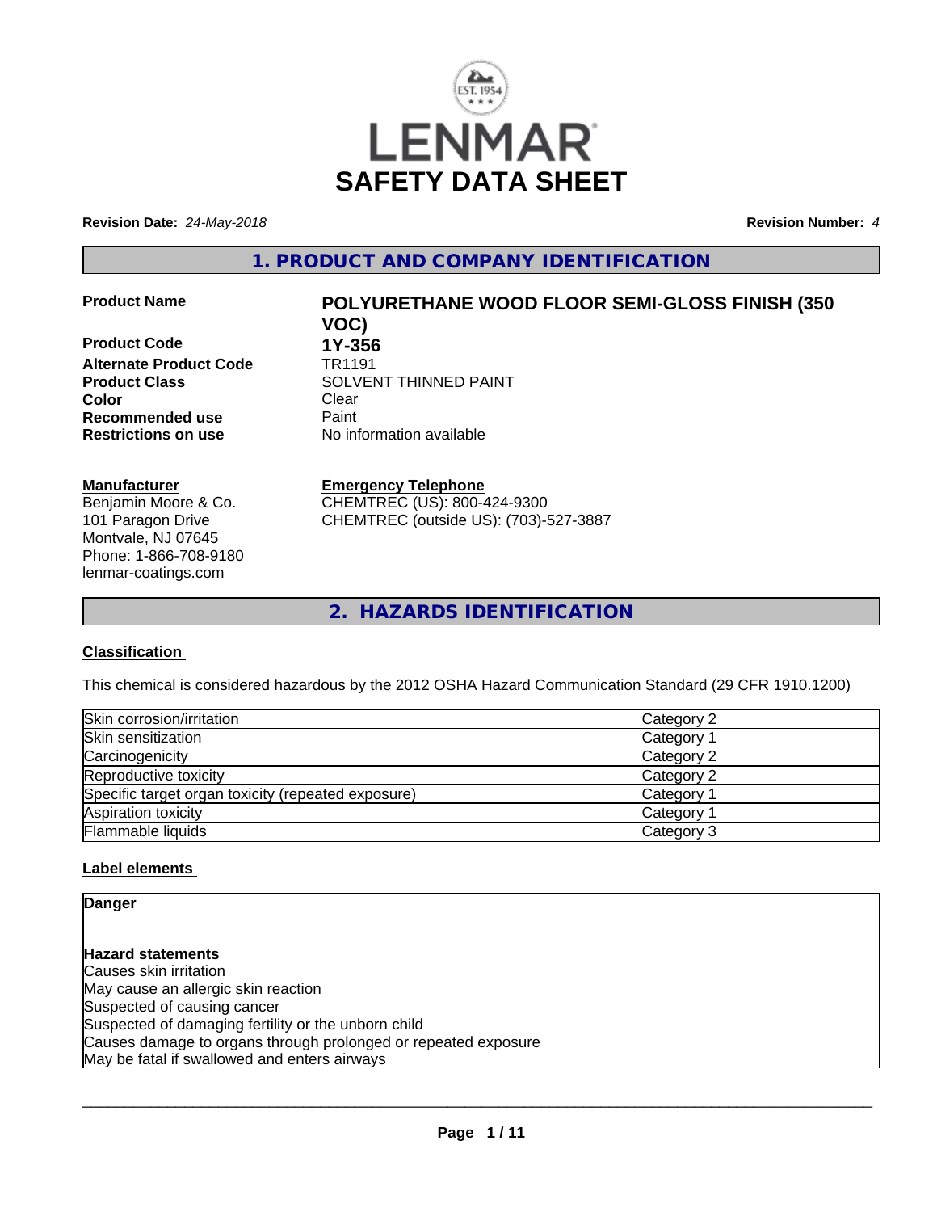# SAFETY DATA SHEET

**Revision Date:** *24-May-2018*

**Revision Number:** *4*

## 1. PRODUCT AND COMPANY IDENTIFICATION

| | |
|---|---|
| **Product Name** | **POLYURETHANE WOOD FLOOR SEMI-GLOSS FINISH (350 VOC)** |
| **Product Code** | **1Y-356** |
| **Alternate Product Code** | TR1191 |
| **Product Class** | SOLVENT THINNED PAINT |
| **Color** | Clear |
| **Recommended use** | Paint |
| **Restrictions on use** | No information available |

**Manufacturer**
Benjamin Moore & Co.
101 Paragon Drive
Montvale, NJ 07645
Phone: 1-866-708-9180
lenmar-coatings.com

**Emergency Telephone**
CHEMTREC (US): 800-424-9300
CHEMTREC (outside US): (703)-527-3887

## 2. HAZARDS IDENTIFICATION

### Classification

This chemical is considered hazardous by the 2012 OSHA Hazard Communication Standard (29 CFR 1910.1200)

| | |
|---|---|
| Skin corrosion/irritation | Category 2 |
| Skin sensitization | Category 1 |
| Carcinogenicity | Category 2 |
| Reproductive toxicity | Category 2 |
| Specific target organ toxicity (repeated exposure) | Category 1 |
| Aspiration toxicity | Category 1 |
| Flammable liquids | Category 3 |

### Label elements

**Danger**

**Hazard statements**
Causes skin irritation
May cause an allergic skin reaction
Suspected of causing cancer
Suspected of damaging fertility or the unborn child
Causes damage to organs through prolonged or repeated exposure
May be fatal if swallowed and enters airways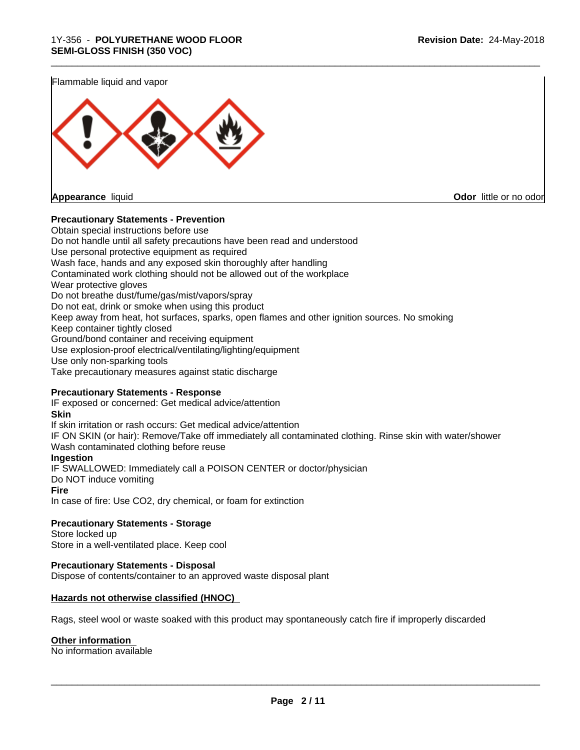Flammable liquid and vapor

**Appearance** liquid **Odor** little or no odor

**Precautionary Statements - Prevention**

Obtain special instructions before use
Do not handle until all safety precautions have been read and understood
Use personal protective equipment as required
Wash face, hands and any exposed skin thoroughly after handling
Contaminated work clothing should not be allowed out of the workplace
Wear protective gloves
Do not breathe dust/fume/gas/mist/vapors/spray
Do not eat, drink or smoke when using this product
Keep away from heat, hot surfaces, sparks, open flames and other ignition sources. No smoking
Keep container tightly closed
Ground/bond container and receiving equipment
Use explosion-proof electrical/ventilating/lighting/equipment
Use only non-sparking tools
Take precautionary measures against static discharge

**Precautionary Statements - Response**

IF exposed or concerned: Get medical advice/attention

**Skin**

If skin irritation or rash occurs: Get medical advice/attention
IF ON SKIN (or hair): Remove/Take off immediately all contaminated clothing. Rinse skin with water/shower
Wash contaminated clothing before reuse

**Ingestion**

IF SWALLOWED: Immediately call a POISON CENTER or doctor/physician
Do NOT induce vomiting

**Fire**

In case of fire: Use $CO_2$, dry chemical, or foam for extinction

**Precautionary Statements - Storage**

Store locked up
Store in a well-ventilated place. Keep cool

**Precautionary Statements - Disposal**

Dispose of contents/container to an approved waste disposal plant

**Hazards not otherwise classified (HNOC)**

Rags, steel wool or waste soaked with this product may spontaneously catch fire if improperly discarded

**Other information**

No information available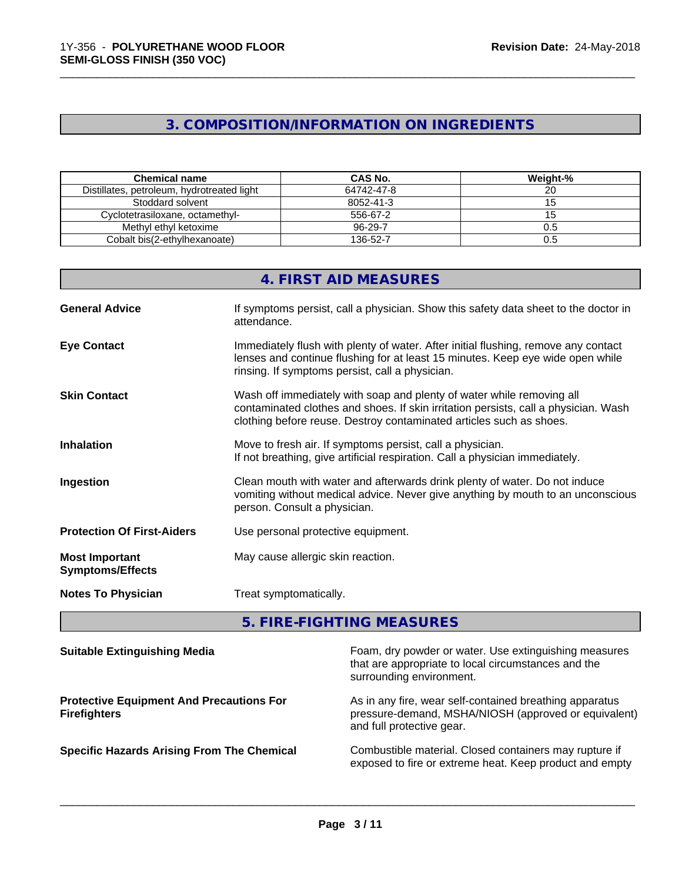## 3. COMPOSITION/INFORMATION ON INGREDIENTS

| Chemical name | CAS No. | Weight-% |
|---|---|---|
| Distillates, petroleum, hydrotreated light | 64742-47-8 | 20 |
| Stoddard solvent | 8052-41-3 | 15 |
| Cyclotetrasiloxane, octamethyl- | 556-67-2 | 15 |
| Methyl ethyl ketoxime | 96-29-7 | 0.5 |
| Cobalt bis(2-ethylhexanoate) | 136-52-7 | 0.5 |

## 4. FIRST AID MEASURES

**General Advice**
If symptoms persist, call a physician. Show this safety data sheet to the doctor in attendance.

**Eye Contact**
Immediately flush with plenty of water. After initial flushing, remove any contact lenses and continue flushing for at least 15 minutes. Keep eye wide open while rinsing. If symptoms persist, call a physician.

**Skin Contact**
Wash off immediately with soap and plenty of water while removing all contaminated clothes and shoes. If skin irritation persists, call a physician. Wash clothing before reuse. Destroy contaminated articles such as shoes.

**Inhalation**
Move to fresh air. If symptoms persist, call a physician.
If not breathing, give artificial respiration. Call a physician immediately.

**Ingestion**
Clean mouth with water and afterwards drink plenty of water. Do not induce vomiting without medical advice. Never give anything by mouth to an unconscious person. Consult a physician.

**Protection Of First-Aiders**
Use personal protective equipment.

**Most Important Symptoms/Effects**
May cause allergic skin reaction.

**Notes To Physician**
Treat symptomatically.

## 5. FIRE-FIGHTING MEASURES

**Suitable Extinguishing Media**
Foam, dry powder or water. Use extinguishing measures that are appropriate to local circumstances and the surrounding environment.

**Protective Equipment And Precautions For Firefighters**
As in any fire, wear self-contained breathing apparatus pressure-demand, MSHA/NIOSH (approved or equivalent) and full protective gear.

**Specific Hazards Arising From The Chemical**
Combustible material. Closed containers may rupture if exposed to fire or extreme heat. Keep product and empty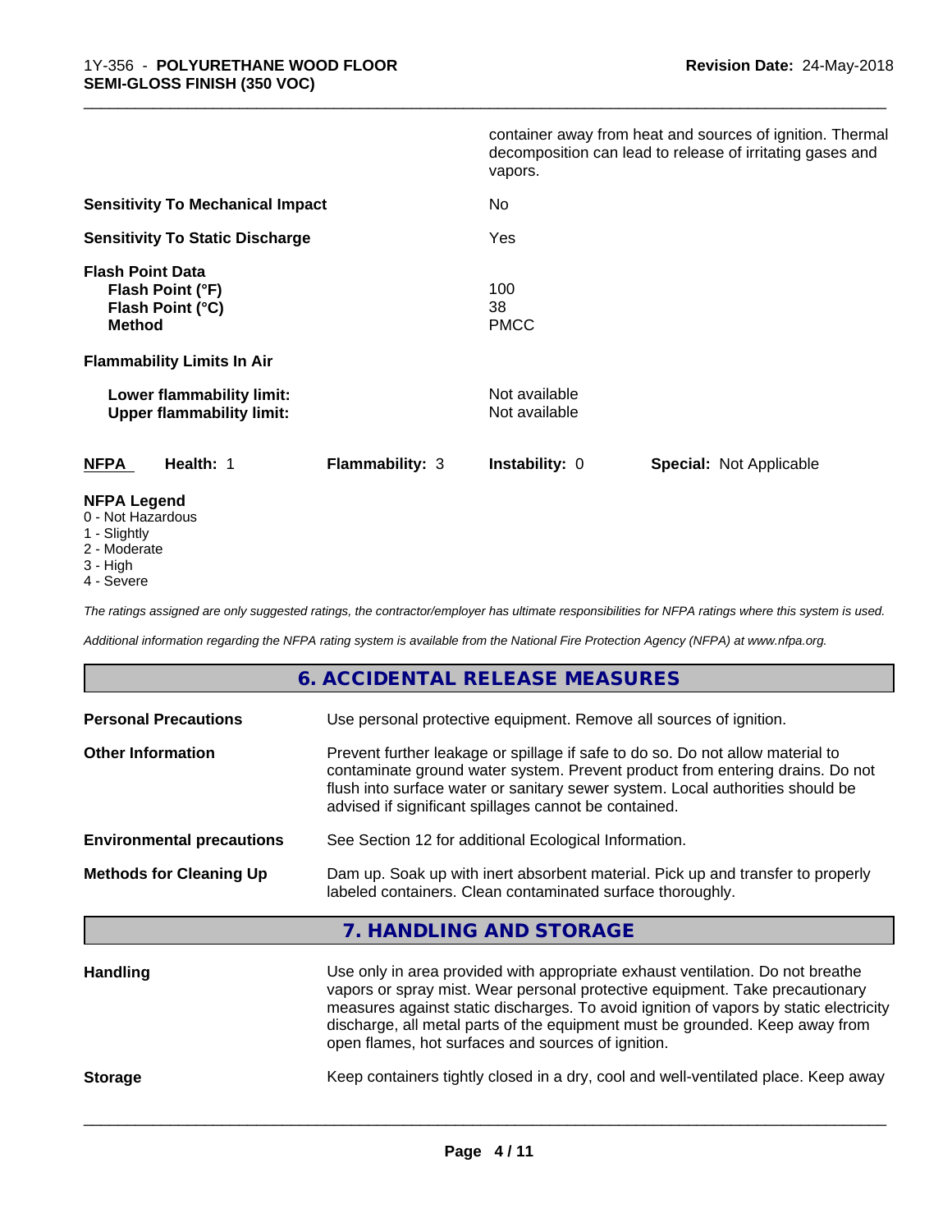container away from heat and sources of ignition. Thermal decomposition can lead to release of irritating gases and vapors.

**Sensitivity To Mechanical Impact** No

**Sensitivity To Static Discharge** Yes

**Flash Point Data**
**Flash Point (°F)** 100
**Flash Point (°C)** 38
**Method** PMCC

**Flammability Limits In Air**

**Lower flammability limit:** Not available
**Upper flammability limit:** Not available

| **NFPA** | **Health:** 1 | **Flammability:** 3 | **Instability:** 0 | **Special:** Not Applicable |
|---|---|---|---|---|

**NFPA Legend**
0 - Not Hazardous
1 - Slightly
2 - Moderate
3 - High
4 - Severe

*The ratings assigned are only suggested ratings, the contractor/employer has ultimate responsibilities for NFPA ratings where this system is used.*

*Additional information regarding the NFPA rating system is available from the National Fire Protection Agency (NFPA) at www.nfpa.org.*

## 6. ACCIDENTAL RELEASE MEASURES

**Personal Precautions** Use personal protective equipment. Remove all sources of ignition.

**Other Information** Prevent further leakage or spillage if safe to do so. Do not allow material to contaminate ground water system. Prevent product from entering drains. Do not flush into surface water or sanitary sewer system. Local authorities should be advised if significant spillages cannot be contained.

**Environmental precautions** See Section 12 for additional Ecological Information.

**Methods for Cleaning Up** Dam up. Soak up with inert absorbent material. Pick up and transfer to properly labeled containers. Clean contaminated surface thoroughly.

## 7. HANDLING AND STORAGE

**Handling** Use only in area provided with appropriate exhaust ventilation. Do not breathe vapors or spray mist. Wear personal protective equipment. Take precautionary measures against static discharges. To avoid ignition of vapors by static electricity discharge, all metal parts of the equipment must be grounded. Keep away from open flames, hot surfaces and sources of ignition.

**Storage** Keep containers tightly closed in a dry, cool and well-ventilated place. Keep away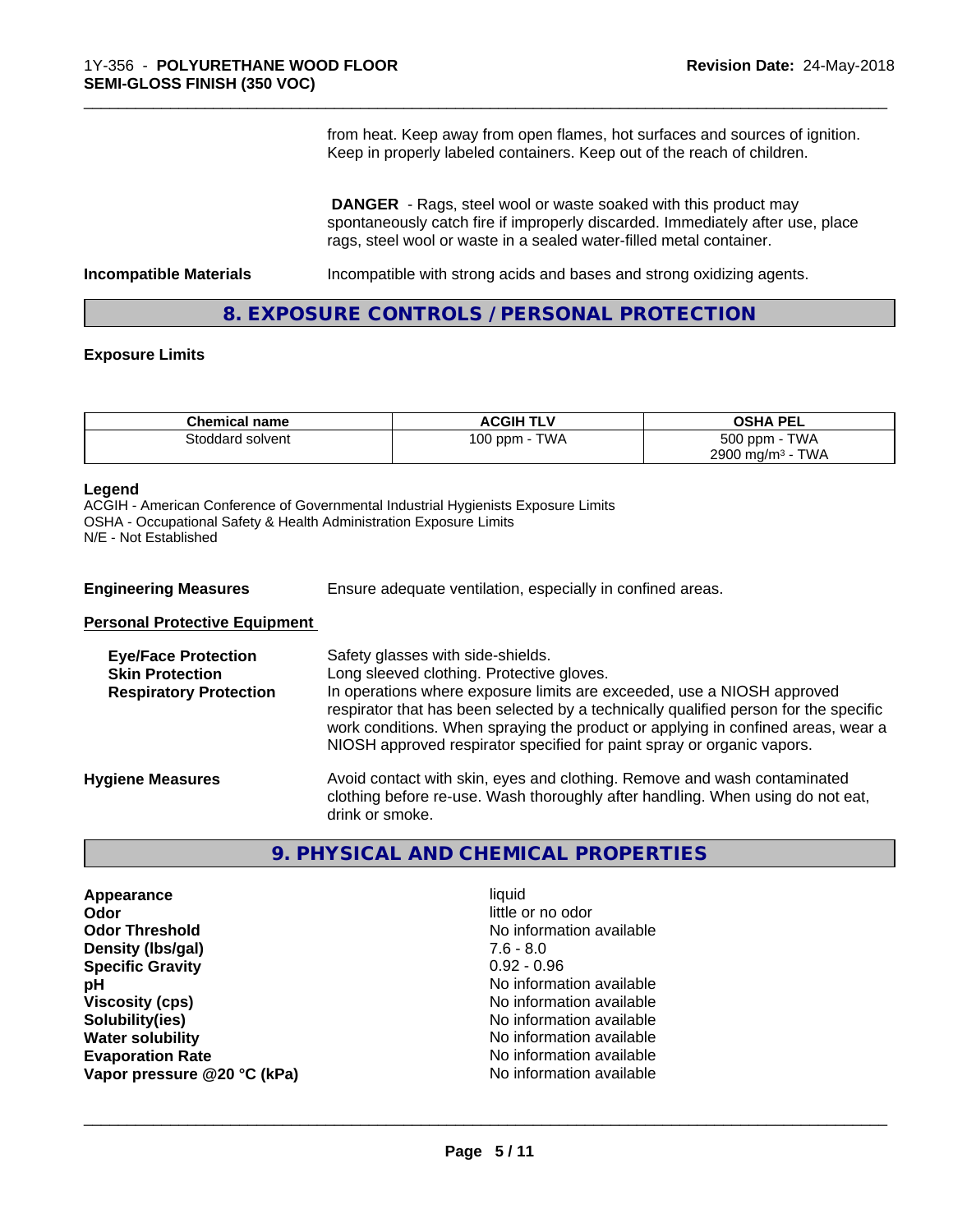from heat. Keep away from open flames, hot surfaces and sources of ignition. Keep in properly labeled containers. Keep out of the reach of children.

**DANGER** - Rags, steel wool or waste soaked with this product may spontaneously catch fire if improperly discarded. Immediately after use, place rags, steel wool or waste in a sealed water-filled metal container.

**Incompatible Materials** Incompatible with strong acids and bases and strong oxidizing agents.

## 8. EXPOSURE CONTROLS / PERSONAL PROTECTION

### Exposure Limits

| Chemical name | ACGIH TLV | OSHA PEL |
|---|---|---|
| Stoddard solvent | 100 ppm - TWA | 500 ppm - TWA<br>2900 mg/m³ - TWA |

**Legend**
ACGIH - American Conference of Governmental Industrial Hygienists Exposure Limits
OSHA - Occupational Safety & Health Administration Exposure Limits
N/E - Not Established

**Engineering Measures** Ensure adequate ventilation, especially in confined areas.

**Personal Protective Equipment**

**Eye/Face Protection** Safety glasses with side-shields.
**Skin Protection** Long sleeved clothing. Protective gloves.
**Respiratory Protection** In operations where exposure limits are exceeded, use a NIOSH approved respirator that has been selected by a technically qualified person for the specific work conditions. When spraying the product or applying in confined areas, wear a NIOSH approved respirator specified for paint spray or organic vapors.

**Hygiene Measures** Avoid contact with skin, eyes and clothing. Remove and wash contaminated clothing before re-use. Wash thoroughly after handling. When using do not eat, drink or smoke.

## 9. PHYSICAL AND CHEMICAL PROPERTIES

**Appearance** liquid
**Odor** little or no odor
**Odor Threshold** No information available
**Density (lbs/gal)** 7.6 - 8.0
**Specific Gravity** 0.92 - 0.96
**pH** No information available
**Viscosity (cps)** No information available
**Solubility(ies)** No information available
**Water solubility** No information available
**Evaporation Rate** No information available
**Vapor pressure @20 °C (kPa)** No information available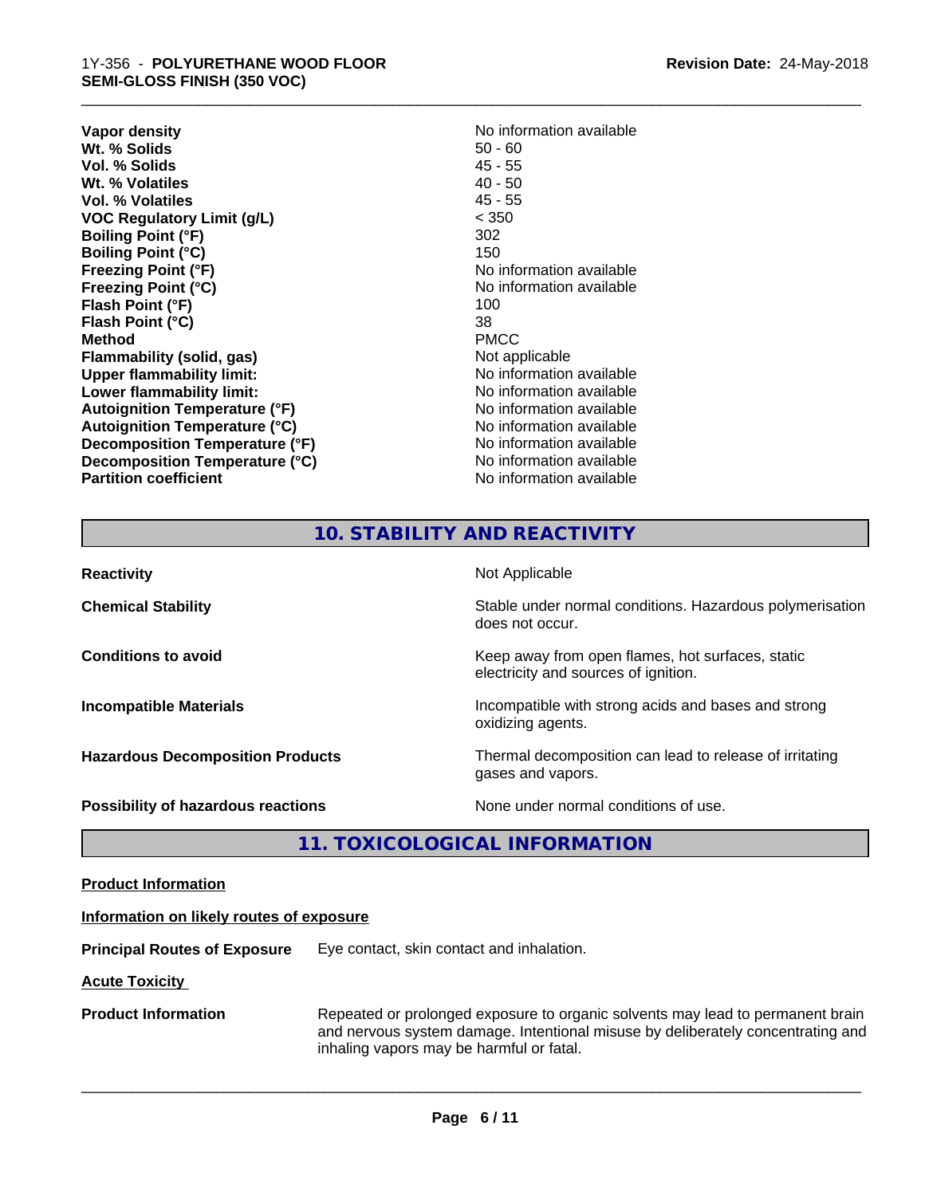| | |
|---|---|
| **Vapor density** | No information available |
| **Wt. % Solids** | 50 - 60 |
| **Vol. % Solids** | 45 - 55 |
| **Wt. % Volatiles** | 40 - 50 |
| **Vol. % Volatiles** | 45 - 55 |
| **VOC Regulatory Limit (g/L)** | < 350 |
| **Boiling Point (°F)** | 302 |
| **Boiling Point (°C)** | 150 |
| **Freezing Point (°F)** | No information available |
| **Freezing Point (°C)** | No information available |
| **Flash Point (°F)** | 100 |
| **Flash Point (°C)** | 38 |
| **Method** | PMCC |
| **Flammability (solid, gas)** | Not applicable |
| **Upper flammability limit:** | No information available |
| **Lower flammability limit:** | No information available |
| **Autoignition Temperature (°F)** | No information available |
| **Autoignition Temperature (°C)** | No information available |
| **Decomposition Temperature (°F)** | No information available |
| **Decomposition Temperature (°C)** | No information available |
| **Partition coefficient** | No information available |

## 10. STABILITY AND REACTIVITY

| | |
|---|---|
| **Reactivity** | Not Applicable |
| **Chemical Stability** | Stable under normal conditions. Hazardous polymerisation does not occur. |
| **Conditions to avoid** | Keep away from open flames, hot surfaces, static electricity and sources of ignition. |
| **Incompatible Materials** | Incompatible with strong acids and bases and strong oxidizing agents. |
| **Hazardous Decomposition Products** | Thermal decomposition can lead to release of irritating gases and vapors. |
| **Possibility of hazardous reactions** | None under normal conditions of use. |

## 11. TOXICOLOGICAL INFORMATION

**Product Information**

**Information on likely routes of exposure**

**Principal Routes of Exposure** Eye contact, skin contact and inhalation.

**Acute Toxicity**

**Product Information** Repeated or prolonged exposure to organic solvents may lead to permanent brain and nervous system damage. Intentional misuse by deliberately concentrating and inhaling vapors may be harmful or fatal.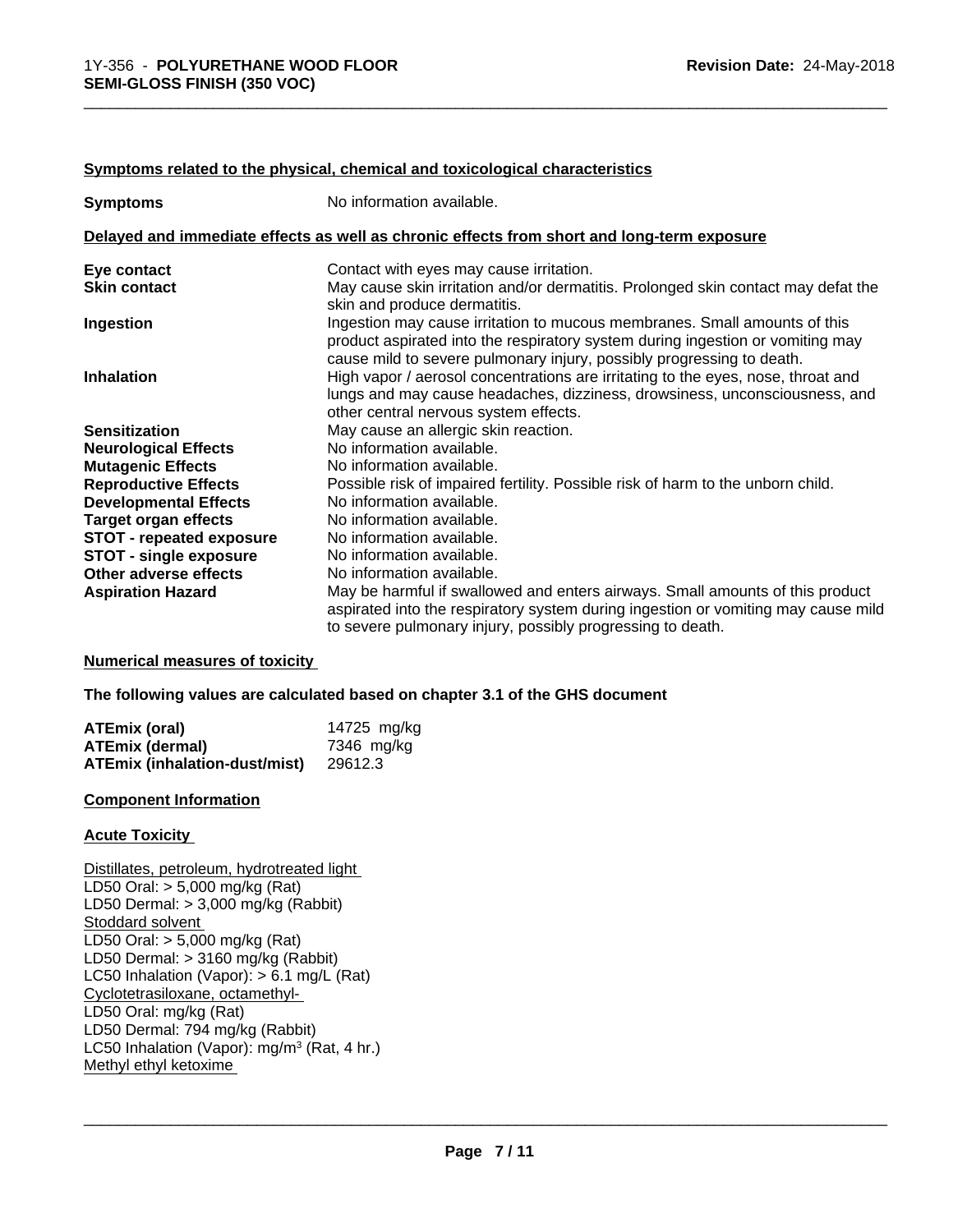**Symptoms related to the physical, chemical and toxicological characteristics**

| | |
|---|---|
| **Symptoms** | No information available. |

**Delayed and immediate effects as well as chronic effects from short and long-term exposure**

| | |
|---|---|
| **Eye contact** | Contact with eyes may cause irritation. |
| **Skin contact** | May cause skin irritation and/or dermatitis. Prolonged skin contact may defat the skin and produce dermatitis. |
| **Ingestion** | Ingestion may cause irritation to mucous membranes. Small amounts of this product aspirated into the respiratory system during ingestion or vomiting may cause mild to severe pulmonary injury, possibly progressing to death. |
| **Inhalation** | High vapor / aerosol concentrations are irritating to the eyes, nose, throat and lungs and may cause headaches, dizziness, drowsiness, unconsciousness, and other central nervous system effects. |
| **Sensitization** | May cause an allergic skin reaction. |
| **Neurological Effects** | No information available. |
| **Mutagenic Effects** | No information available. |
| **Reproductive Effects** | Possible risk of impaired fertility. Possible risk of harm to the unborn child. |
| **Developmental Effects** | No information available. |
| **Target organ effects** | No information available. |
| **STOT - repeated exposure** | No information available. |
| **STOT - single exposure** | No information available. |
| **Other adverse effects** | No information available. |
| **Aspiration Hazard** | May be harmful if swallowed and enters airways. Small amounts of this product aspirated into the respiratory system during ingestion or vomiting may cause mild to severe pulmonary injury, possibly progressing to death. |

**Numerical measures of toxicity**

**The following values are calculated based on chapter 3.1 of the GHS document**

| | |
|---|---|
| **ATEmix (oral)** | 14725 mg/kg |
| **ATEmix (dermal)** | 7346 mg/kg |
| **ATEmix (inhalation-dust/mist)** | 29612.3 |

**Component Information**

**Acute Toxicity**

Distillates, petroleum, hydrotreated light
LD50 Oral: > 5,000 mg/kg (Rat)
LD50 Dermal: > 3,000 mg/kg (Rabbit)
Stoddard solvent
LD50 Oral: > 5,000 mg/kg (Rat)
LD50 Dermal: > 3160 mg/kg (Rabbit)
LC50 Inhalation (Vapor): > 6.1 mg/L (Rat)
Cyclotetrasiloxane, octamethyl-
LD50 Oral: mg/kg (Rat)
LD50 Dermal: 794 mg/kg (Rabbit)
LC50 Inhalation (Vapor): mg/m$^3$ (Rat, 4 hr.)
Methyl ethyl ketoxime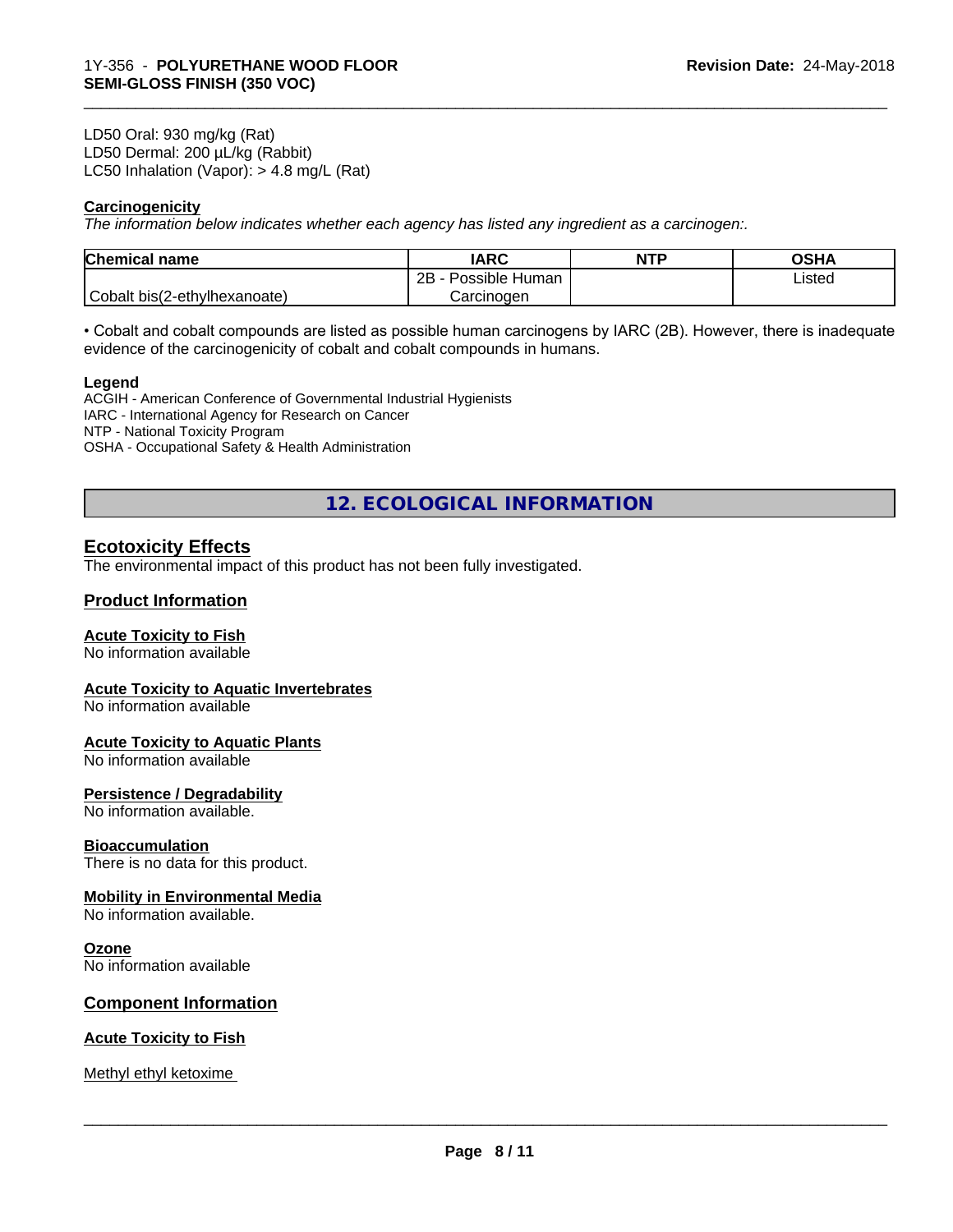LD50 Oral: 930 mg/kg (Rat)
LD50 Dermal: 200 µL/kg (Rabbit)
LC50 Inhalation (Vapor): > 4.8 mg/L (Rat)

**Carcinogenicity**

*The information below indicates whether each agency has listed any ingredient as a carcinogen:.*

| Chemical name | IARC | NTP | OSHA |
|---|---|---|---|
| Cobalt bis(2-ethylhexanoate) | 2B - Possible Human Carcinogen | | Listed |

• Cobalt and cobalt compounds are listed as possible human carcinogens by IARC (2B). However, there is inadequate evidence of the carcinogenicity of cobalt and cobalt compounds in humans.

**Legend**

ACGIH - American Conference of Governmental Industrial Hygienists
IARC - International Agency for Research on Cancer
NTP - National Toxicity Program
OSHA - Occupational Safety & Health Administration

## 12. ECOLOGICAL INFORMATION

### Ecotoxicity Effects

The environmental impact of this product has not been fully investigated.

### Product Information

**Acute Toxicity to Fish**
No information available

**Acute Toxicity to Aquatic Invertebrates**
No information available

**Acute Toxicity to Aquatic Plants**
No information available

**Persistence / Degradability**
No information available.

**Bioaccumulation**
There is no data for this product.

**Mobility in Environmental Media**
No information available.

**Ozone**
No information available

### Component Information

**Acute Toxicity to Fish**

Methyl ethyl ketoxime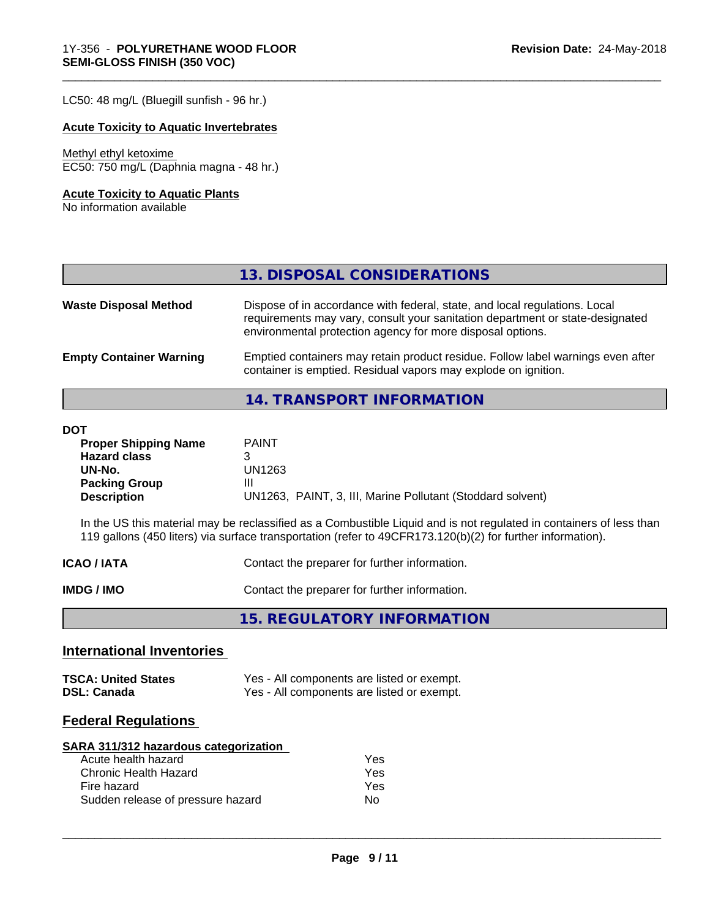LC50: 48 mg/L (Bluegill sunfish - 96 hr.)

**Acute Toxicity to Aquatic Invertebrates**

Methyl ethyl ketoxime
EC50: 750 mg/L (Daphnia magna - 48 hr.)

**Acute Toxicity to Aquatic Plants**
No information available

## 13. DISPOSAL CONSIDERATIONS

**Waste Disposal Method** — Dispose of in accordance with federal, state, and local regulations. Local requirements may vary, consult your sanitation department or state-designated environmental protection agency for more disposal options.

**Empty Container Warning** — Emptied containers may retain product residue. Follow label warnings even after container is emptied. Residual vapors may explode on ignition.

## 14. TRANSPORT INFORMATION

**DOT**

| | |
|---|---|
| **Proper Shipping Name** | PAINT |
| **Hazard class** | 3 |
| **UN-No.** | UN1263 |
| **Packing Group** | III |
| **Description** | UN1263, PAINT, 3, III, Marine Pollutant (Stoddard solvent) |

In the US this material may be reclassified as a Combustible Liquid and is not regulated in containers of less than 119 gallons (450 liters) via surface transportation (refer to 49CFR173.120(b)(2) for further information).

**ICAO / IATA** — Contact the preparer for further information.

**IMDG / IMO** — Contact the preparer for further information.

## 15. REGULATORY INFORMATION

### International Inventories

| | |
|---|---|
| **TSCA: United States** | Yes - All components are listed or exempt. |
| **DSL: Canada** | Yes - All components are listed or exempt. |

### Federal Regulations

**SARA 311/312 hazardous categorization**

| | |
|---|---|
| Acute health hazard | Yes |
| Chronic Health Hazard | Yes |
| Fire hazard | Yes |
| Sudden release of pressure hazard | No |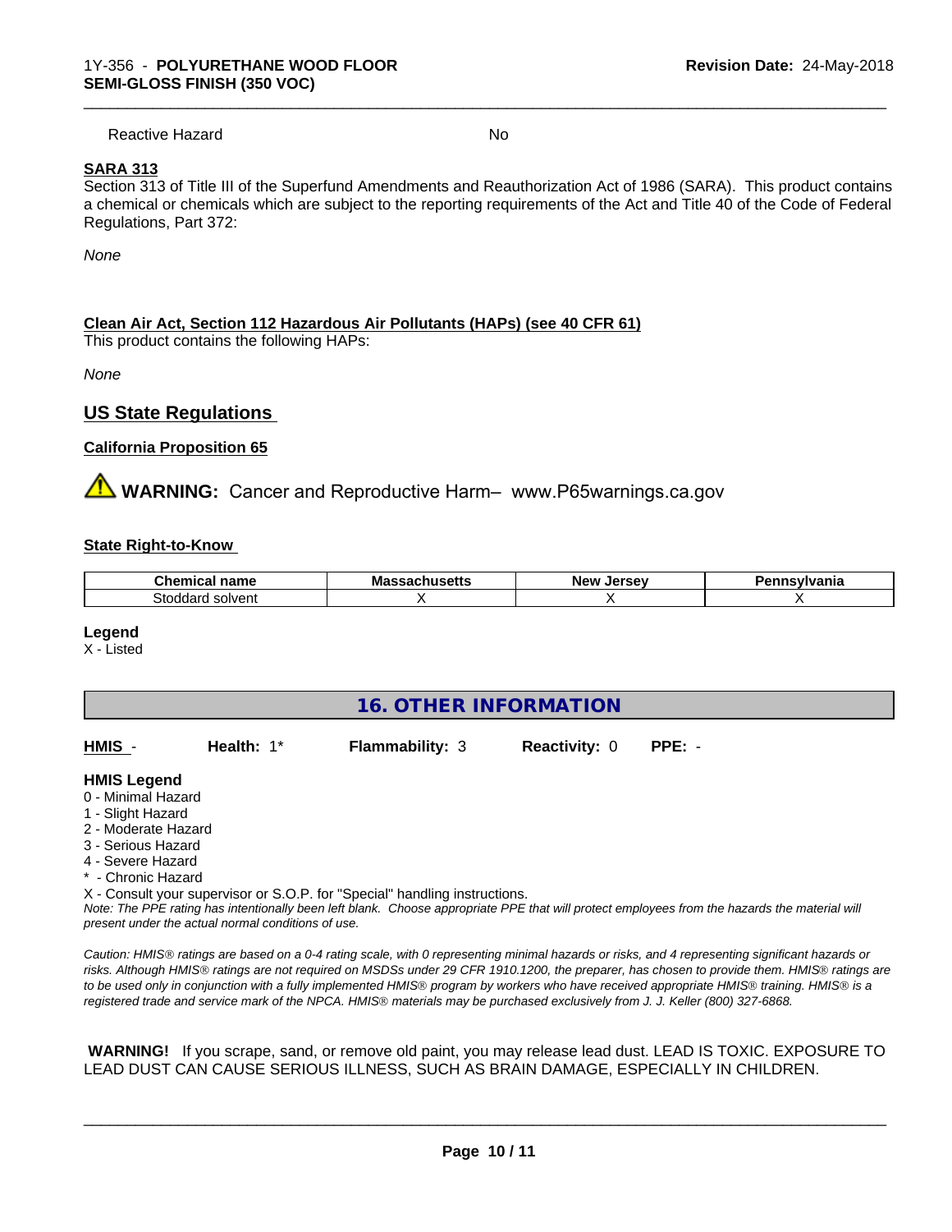| Reactive Hazard | No |
|---|---|

**SARA 313**

Section 313 of Title III of the Superfund Amendments and Reauthorization Act of 1986 (SARA). This product contains a chemical or chemicals which are subject to the reporting requirements of the Act and Title 40 of the Code of Federal Regulations, Part 372:

*None*

**Clean Air Act, Section 112 Hazardous Air Pollutants (HAPs) (see 40 CFR 61)**

This product contains the following HAPs:

*None*

## US State Regulations

**California Proposition 65**

⚠ **WARNING:** Cancer and Reproductive Harm– www.P65warnings.ca.gov

**State Right-to-Know**

| Chemical name | Massachusetts | New Jersey | Pennsylvania |
|---|---|---|---|
| Stoddard solvent | X | X | X |

**Legend**

X - Listed

## 16. OTHER INFORMATION

**HMIS** - **Health:** 1* **Flammability:** 3 **Reactivity:** 0 **PPE:** -

**HMIS Legend**

0 - Minimal Hazard
1 - Slight Hazard
2 - Moderate Hazard
3 - Serious Hazard
4 - Severe Hazard
* - Chronic Hazard
X - Consult your supervisor or S.O.P. for "Special" handling instructions.

*Note: The PPE rating has intentionally been left blank. Choose appropriate PPE that will protect employees from the hazards the material will present under the actual normal conditions of use.*

*Caution: HMIS® ratings are based on a 0-4 rating scale, with 0 representing minimal hazards or risks, and 4 representing significant hazards or risks. Although HMIS® ratings are not required on MSDSs under 29 CFR 1910.1200, the preparer, has chosen to provide them. HMIS® ratings are to be used only in conjunction with a fully implemented HMIS® program by workers who have received appropriate HMIS® training. HMIS® is a registered trade and service mark of the NPCA. HMIS® materials may be purchased exclusively from J. J. Keller (800) 327-6868.*

**WARNING!** If you scrape, sand, or remove old paint, you may release lead dust. LEAD IS TOXIC. EXPOSURE TO LEAD DUST CAN CAUSE SERIOUS ILLNESS, SUCH AS BRAIN DAMAGE, ESPECIALLY IN CHILDREN.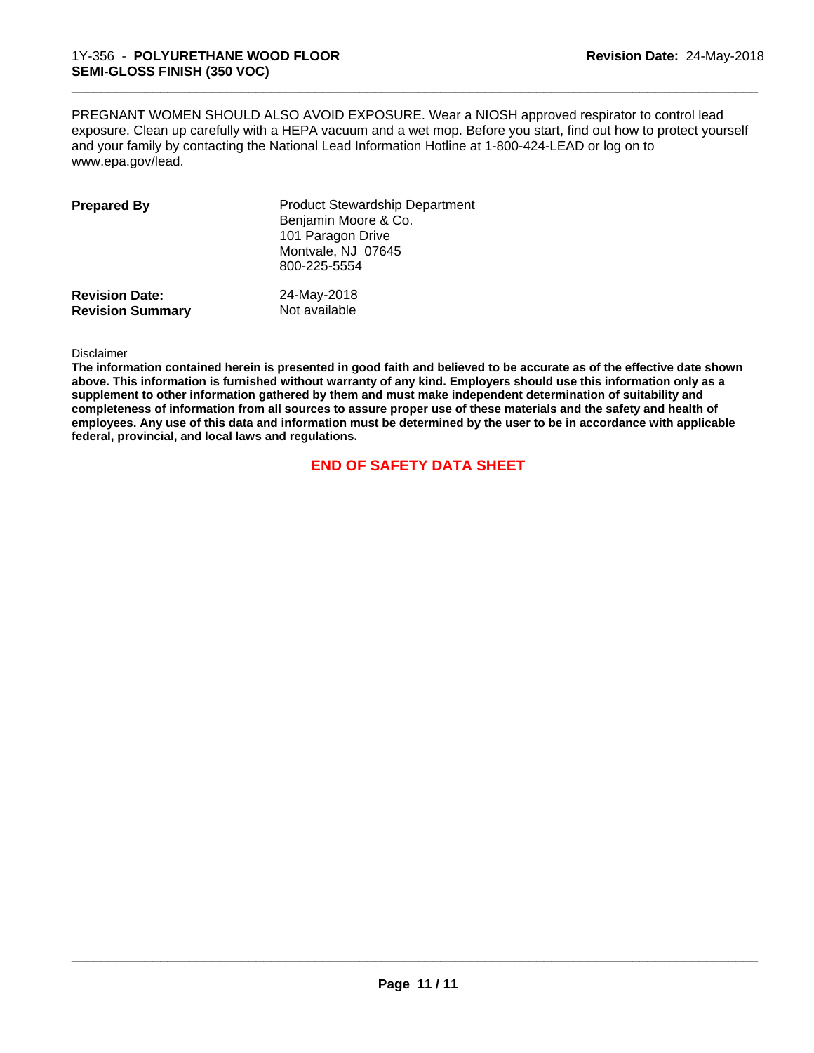PREGNANT WOMEN SHOULD ALSO AVOID EXPOSURE. Wear a NIOSH approved respirator to control lead exposure. Clean up carefully with a HEPA vacuum and a wet mop. Before you start, find out how to protect yourself and your family by contacting the National Lead Information Hotline at 1-800-424-LEAD or log on to www.epa.gov/lead.

| | |
|---|---|
| **Prepared By** | Product Stewardship Department<br>Benjamin Moore & Co.<br>101 Paragon Drive<br>Montvale, NJ 07645<br>800-225-5554 |
| **Revision Date:** | 24-May-2018 |
| **Revision Summary** | Not available |

Disclaimer

**The information contained herein is presented in good faith and believed to be accurate as of the effective date shown above. This information is furnished without warranty of any kind. Employers should use this information only as a supplement to other information gathered by them and must make independent determination of suitability and completeness of information from all sources to assure proper use of these materials and the safety and health of employees. Any use of this data and information must be determined by the user to be in accordance with applicable federal, provincial, and local laws and regulations.**

**END OF SAFETY DATA SHEET**